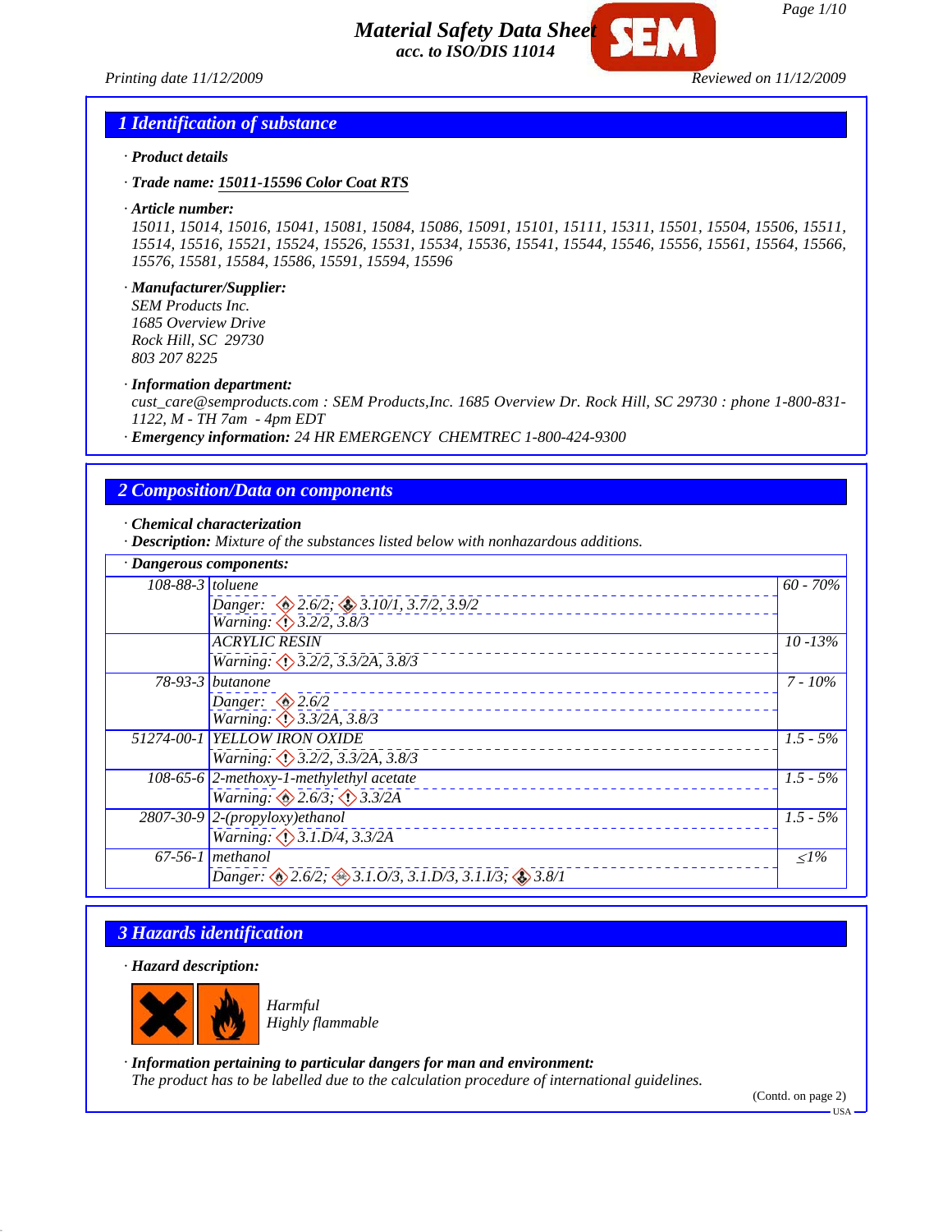# Material Safety Data Sheet
**acc. to ISO/DIS 11014**

Printing date 11/12/2009 Reviewed on 11/12/2009

## 1 Identification of substance

· **Product details**

· **Trade name:** **15011-15596 Color Coat RTS**

· **Article number:**
15011, 15014, 15016, 15041, 15081, 15084, 15086, 15091, 15101, 15111, 15311, 15501, 15504, 15506, 15511, 15514, 15516, 15521, 15524, 15526, 15531, 15534, 15536, 15541, 15544, 15546, 15556, 15561, 15564, 15566, 15576, 15581, 15584, 15586, 15591, 15594, 15596

· **Manufacturer/Supplier:**
SEM Products Inc.
1685 Overview Drive
Rock Hill, SC 29730
803 207 8225

· **Information department:**
cust_care@semproducts.com : SEM Products,Inc. 1685 Overview Dr. Rock Hill, SC 29730 : phone 1-800-831-1122, M - TH 7am - 4pm EDT

· **Emergency information:** 24 HR EMERGENCY CHEMTREC 1-800-424-9300

## 2 Composition/Data on components

· **Chemical characterization**

· **Description:** Mixture of the substances listed below with nonhazardous additions.

· **Dangerous components:**

| CAS | Component | Content |
|---|---|---|
| 108-88-3 | toluene<br>Danger: 2.6/2; 3.10/1, 3.7/2, 3.9/2<br>Warning: 3.2/2, 3.8/3 | 60 - 70% |
| | ACRYLIC RESIN<br>Warning: 3.2/2, 3.3/2A, 3.8/3 | 10 -13% |
| 78-93-3 | butanone<br>Danger: 2.6/2<br>Warning: 3.3/2A, 3.8/3 | 7 - 10% |
| 51274-00-1 | YELLOW IRON OXIDE<br>Warning: 3.2/2, 3.3/2A, 3.8/3 | 1.5 - 5% |
| 108-65-6 | 2-methoxy-1-methylethyl acetate<br>Warning: 2.6/3; 3.3/2A | 1.5 - 5% |
| 2807-30-9 | 2-(propyloxy)ethanol<br>Warning: 3.1.D/4, 3.3/2A | 1.5 - 5% |
| 67-56-1 | methanol<br>Danger: 2.6/2; 3.1.O/3, 3.1.D/3, 3.1.I/3; 3.8/1 | ≤1% |

## 3 Hazards identification

· **Hazard description:**

Harmful
Highly flammable

· **Information pertaining to particular dangers for man and environment:**
The product has to be labelled due to the calculation procedure of international guidelines.

(Contd. on page 2)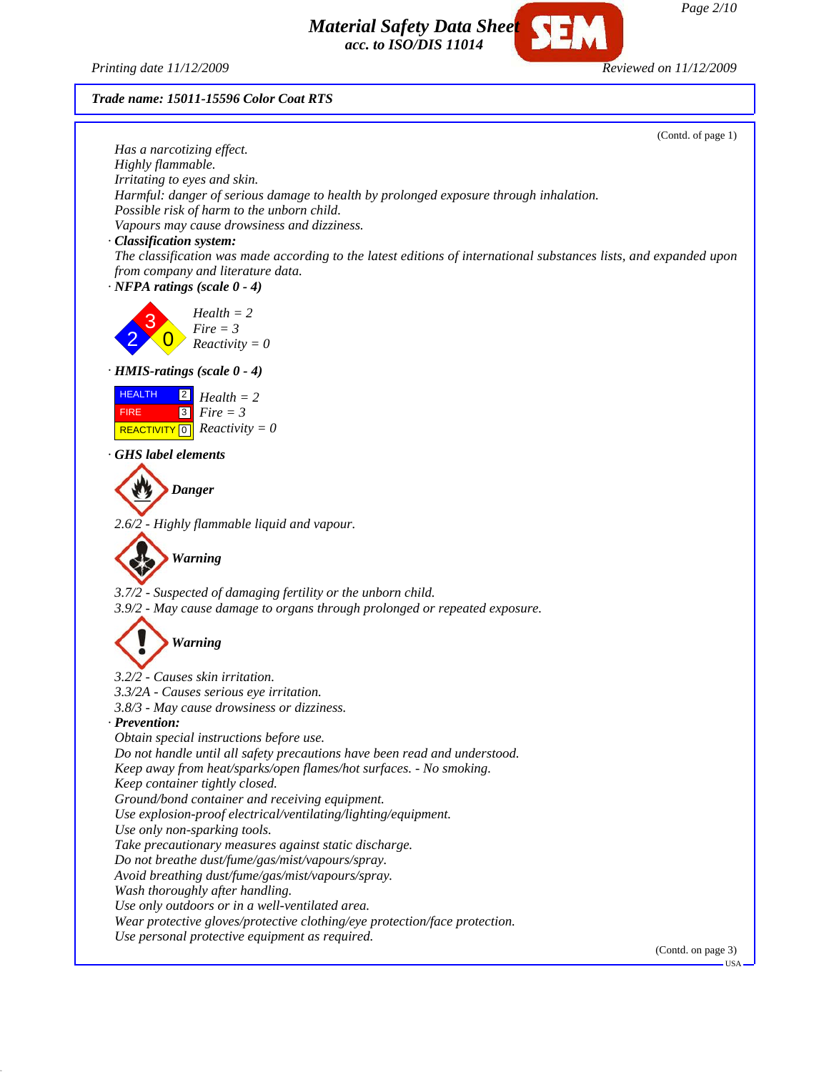*Trade name: 15011-15596 Color Coat RTS*

(Contd. of page 1)

*Has a narcotizing effect.*
*Highly flammable.*
*Irritating to eyes and skin.*
*Harmful: danger of serious damage to health by prolonged exposure through inhalation.*
*Possible risk of harm to the unborn child.*
*Vapours may cause drowsiness and dizziness.*

· ***Classification system:***
*The classification was made according to the latest editions of international substances lists, and expanded upon from company and literature data.*

· ***NFPA ratings (scale 0 - 4)***

*Health = 2*
*Fire = 3*
*Reactivity = 0*

· ***HMIS-ratings (scale 0 - 4)***

| | | |
|---|---|---|
| HEALTH | 2 | *Health = 2* |
| FIRE | 3 | *Fire = 3* |
| REACTIVITY | 0 | *Reactivity = 0* |

· ***GHS label elements***

***Danger***

*2.6/2 - Highly flammable liquid and vapour.*

***Warning***

*3.7/2 - Suspected of damaging fertility or the unborn child.*
*3.9/2 - May cause damage to organs through prolonged or repeated exposure.*

***Warning***

*3.2/2 - Causes skin irritation.*
*3.3/2A - Causes serious eye irritation.*
*3.8/3 - May cause drowsiness or dizziness.*

· ***Prevention:***
*Obtain special instructions before use.*
*Do not handle until all safety precautions have been read and understood.*
*Keep away from heat/sparks/open flames/hot surfaces. - No smoking.*
*Keep container tightly closed.*
*Ground/bond container and receiving equipment.*
*Use explosion-proof electrical/ventilating/lighting/equipment.*
*Use only non-sparking tools.*
*Take precautionary measures against static discharge.*
*Do not breathe dust/fume/gas/mist/vapours/spray.*
*Avoid breathing dust/fume/gas/mist/vapours/spray.*
*Wash thoroughly after handling.*
*Use only outdoors or in a well-ventilated area.*
*Wear protective gloves/protective clothing/eye protection/face protection.*
*Use personal protective equipment as required.*

(Contd. on page 3)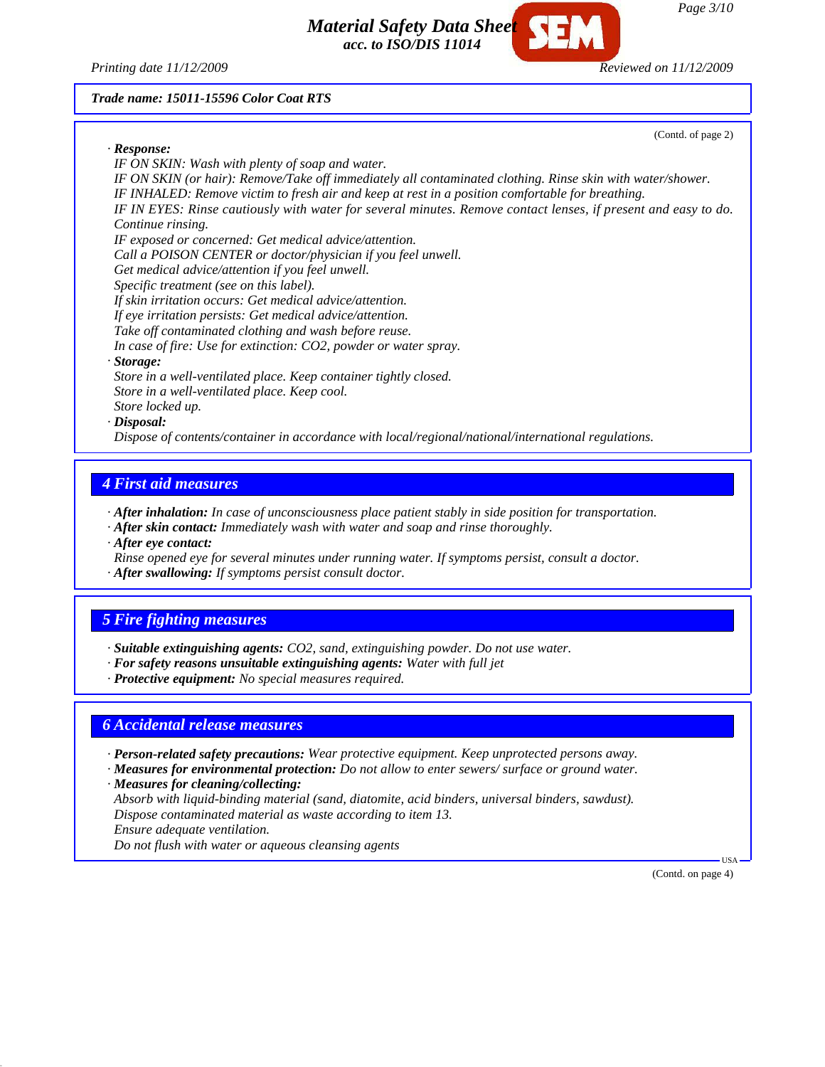**Trade name: 15011-15596 Color Coat RTS**

(Contd. of page 2)

· **Response:**
IF ON SKIN: Wash with plenty of soap and water.
IF ON SKIN (or hair): Remove/Take off immediately all contaminated clothing. Rinse skin with water/shower.
IF INHALED: Remove victim to fresh air and keep at rest in a position comfortable for breathing.
IF IN EYES: Rinse cautiously with water for several minutes. Remove contact lenses, if present and easy to do. Continue rinsing.
IF exposed or concerned: Get medical advice/attention.
Call a POISON CENTER or doctor/physician if you feel unwell.
Get medical advice/attention if you feel unwell.
Specific treatment (see on this label).
If skin irritation occurs: Get medical advice/attention.
If eye irritation persists: Get medical advice/attention.
Take off contaminated clothing and wash before reuse.
In case of fire: Use for extinction: $CO_2$, powder or water spray.

· **Storage:**
Store in a well-ventilated place. Keep container tightly closed.
Store in a well-ventilated place. Keep cool.
Store locked up.

· **Disposal:**
Dispose of contents/container in accordance with local/regional/national/international regulations.

## 4 First aid measures

· **After inhalation:** In case of unconsciousness place patient stably in side position for transportation.
· **After skin contact:** Immediately wash with water and soap and rinse thoroughly.
· **After eye contact:**
Rinse opened eye for several minutes under running water. If symptoms persist, consult a doctor.
· **After swallowing:** If symptoms persist consult doctor.

## 5 Fire fighting measures

· **Suitable extinguishing agents:** $CO_2$, sand, extinguishing powder. Do not use water.
· **For safety reasons unsuitable extinguishing agents:** Water with full jet
· **Protective equipment:** No special measures required.

## 6 Accidental release measures

· **Person-related safety precautions:** Wear protective equipment. Keep unprotected persons away.
· **Measures for environmental protection:** Do not allow to enter sewers/ surface or ground water.
· **Measures for cleaning/collecting:**
Absorb with liquid-binding material (sand, diatomite, acid binders, universal binders, sawdust).
Dispose contaminated material as waste according to item 13.
Ensure adequate ventilation.
Do not flush with water or aqueous cleansing agents

(Contd. on page 4)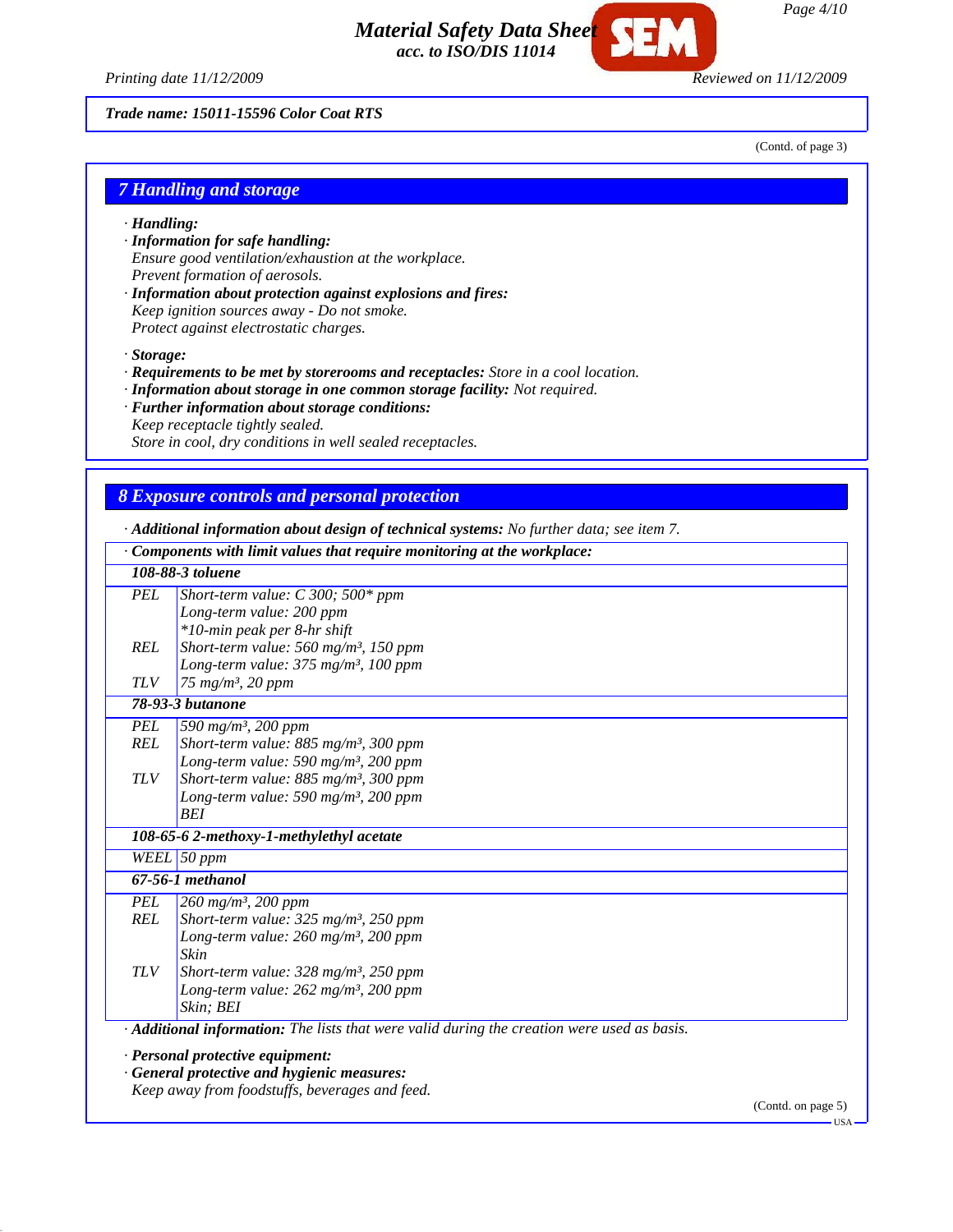Trade name: 15011-15596 Color Coat RTS

(Contd. of page 3)

## 7 Handling and storage

· **Handling:**

· **Information for safe handling:**
Ensure good ventilation/exhaustion at the workplace.
Prevent formation of aerosols.

· **Information about protection against explosions and fires:**
Keep ignition sources away - Do not smoke.
Protect against electrostatic charges.

· **Storage:**

· **Requirements to be met by storerooms and receptacles:** Store in a cool location.

· **Information about storage in one common storage facility:** Not required.

· **Further information about storage conditions:**
Keep receptacle tightly sealed.
Store in cool, dry conditions in well sealed receptacles.

## 8 Exposure controls and personal protection

· **Additional information about design of technical systems:** No further data; see item 7.

| · Components with limit values that require monitoring at the workplace: | |
|---|---|
| **108-88-3 toluene** | |
| PEL | Short-term value: C 300; 500* ppm<br>Long-term value: 200 ppm<br>*10-min peak per 8-hr shift |
| REL | Short-term value: 560 mg/m³, 150 ppm<br>Long-term value: 375 mg/m³, 100 ppm |
| TLV | 75 mg/m³, 20 ppm |
| **78-93-3 butanone** | |
| PEL | 590 mg/m³, 200 ppm |
| REL | Short-term value: 885 mg/m³, 300 ppm<br>Long-term value: 590 mg/m³, 200 ppm |
| TLV | Short-term value: 885 mg/m³, 300 ppm<br>Long-term value: 590 mg/m³, 200 ppm<br>BEI |
| **108-65-6 2-methoxy-1-methylethyl acetate** | |
| WEEL | 50 ppm |
| **67-56-1 methanol** | |
| PEL | 260 mg/m³, 200 ppm |
| REL | Short-term value: 325 mg/m³, 250 ppm<br>Long-term value: 260 mg/m³, 200 ppm<br>Skin |
| TLV | Short-term value: 328 mg/m³, 250 ppm<br>Long-term value: 262 mg/m³, 200 ppm<br>Skin; BEI |

· **Additional information:** The lists that were valid during the creation were used as basis.

· **Personal protective equipment:**

· **General protective and hygienic measures:**
Keep away from foodstuffs, beverages and feed.

(Contd. on page 5)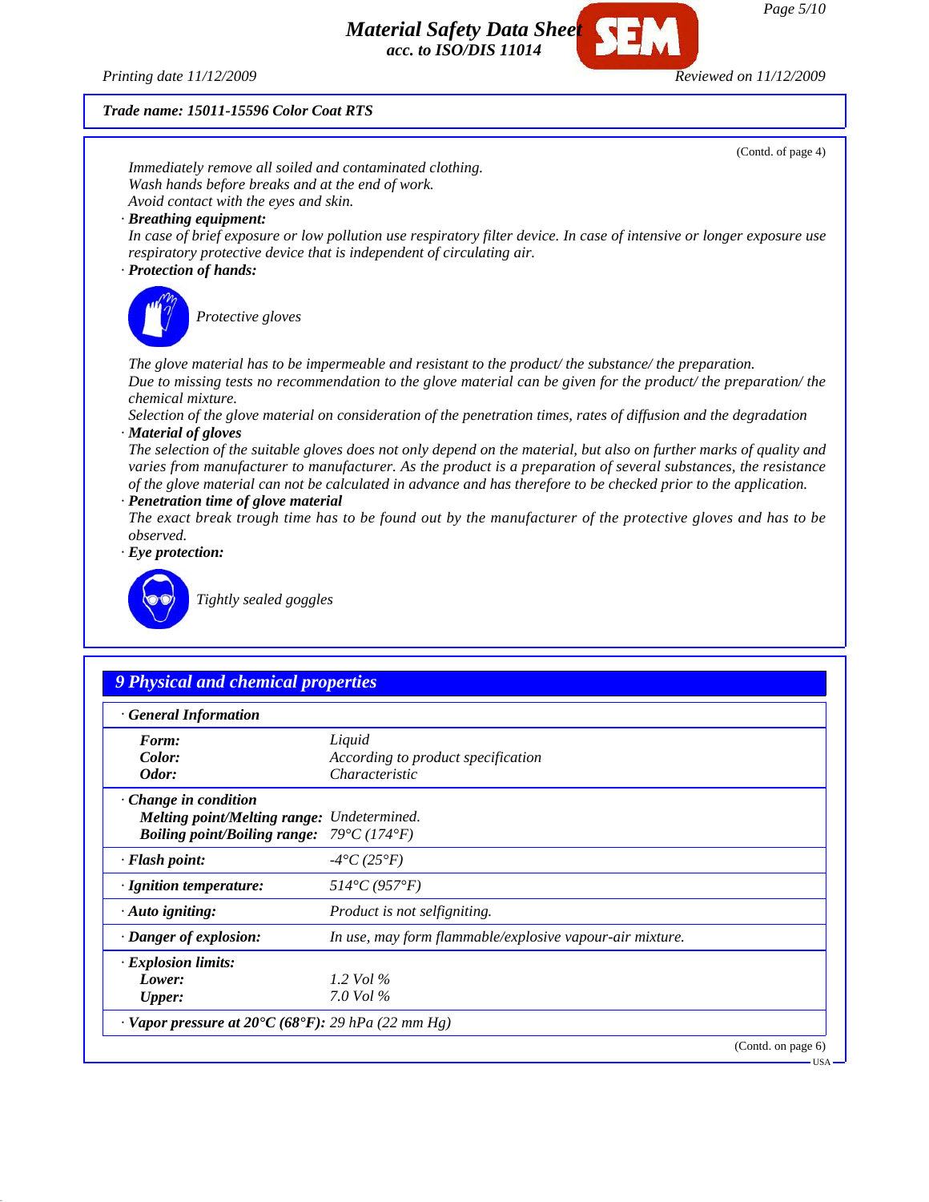**Trade name: 15011-15596 Color Coat RTS**

(Contd. of page 4)

Immediately remove all soiled and contaminated clothing.
Wash hands before breaks and at the end of work.
Avoid contact with the eyes and skin.

· **Breathing equipment:**
In case of brief exposure or low pollution use respiratory filter device. In case of intensive or longer exposure use respiratory protective device that is independent of circulating air.

· **Protection of hands:**

Protective gloves

The glove material has to be impermeable and resistant to the product/ the substance/ the preparation.
Due to missing tests no recommendation to the glove material can be given for the product/ the preparation/ the chemical mixture.
Selection of the glove material on consideration of the penetration times, rates of diffusion and the degradation

· **Material of gloves**
The selection of the suitable gloves does not only depend on the material, but also on further marks of quality and varies from manufacturer to manufacturer. As the product is a preparation of several substances, the resistance of the glove material can not be calculated in advance and has therefore to be checked prior to the application.

· **Penetration time of glove material**
The exact break trough time has to be found out by the manufacturer of the protective gloves and has to be observed.

· **Eye protection:**

Tightly sealed goggles

## 9 Physical and chemical properties

| · **General Information** | |
|---|---|
| **Form:** | Liquid |
| **Color:** | According to product specification |
| **Odor:** | Characteristic |
| · **Change in condition** | |
| **Melting point/Melting range:** | Undetermined. |
| **Boiling point/Boiling range:** | 79°C (174°F) |
| · **Flash point:** | -4°C (25°F) |
| · **Ignition temperature:** | 514°C (957°F) |
| · **Auto igniting:** | Product is not selfigniting. |
| · **Danger of explosion:** | In use, may form flammable/explosive vapour-air mixture. |
| · **Explosion limits:** | |
| **Lower:** | 1.2 Vol % |
| **Upper:** | 7.0 Vol % |
| · **Vapor pressure at 20°C (68°F):** | 29 hPa (22 mm Hg) |

(Contd. on page 6)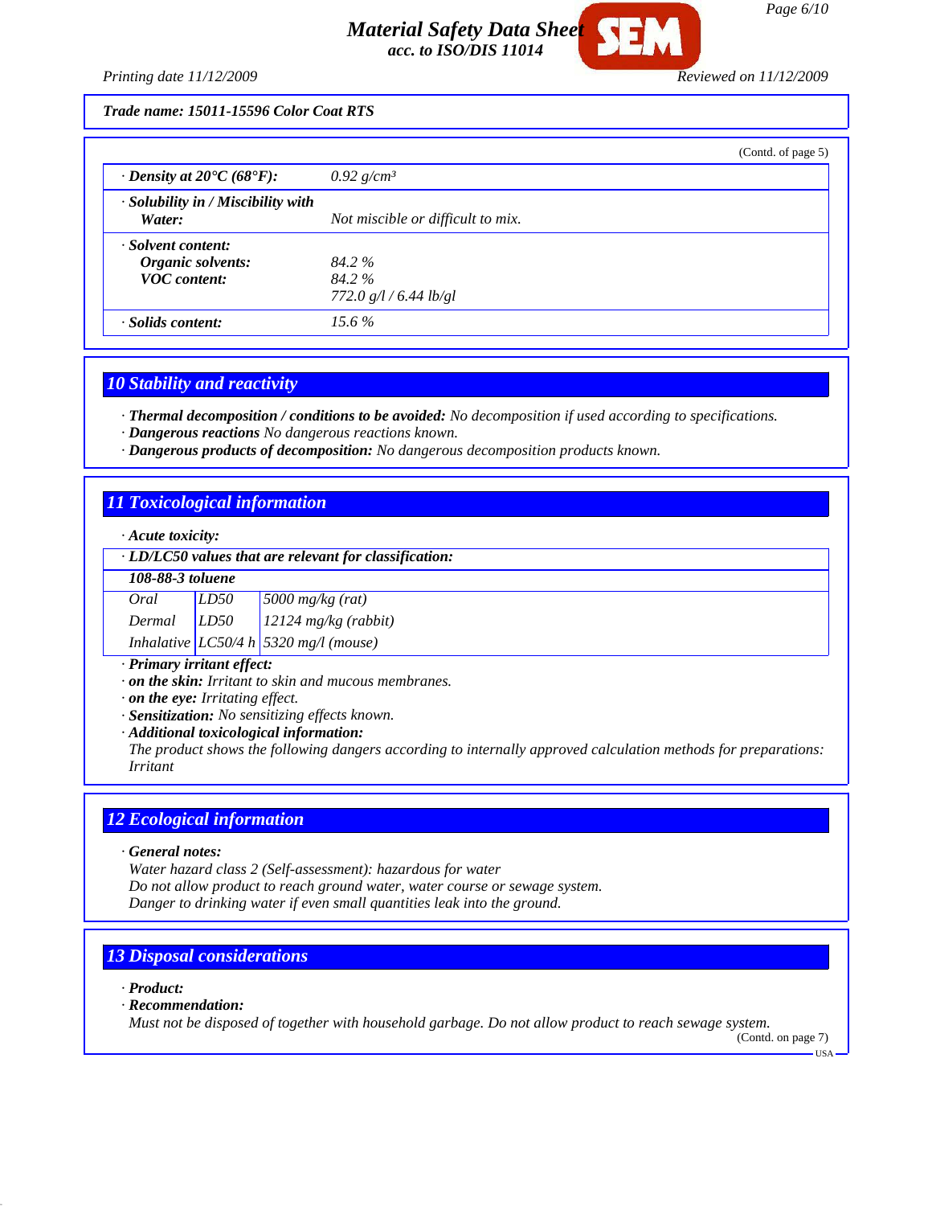Trade name: 15011-15596 Color Coat RTS

(Contd. of page 5)

| | |
|---|---|
| · **Density at 20°C (68°F):** | *0.92 g/cm³* |
| · **Solubility in / Miscibility with Water:** | *Not miscible or difficult to mix.* |
| · **Solvent content:** | |
| **Organic solvents:** | *84.2 %* |
| **VOC content:** | *84.2 %* |
| | *772.0 g/l / 6.44 lb/gl* |
| · **Solids content:** | *15.6 %* |

## 10 Stability and reactivity

· **Thermal decomposition / conditions to be avoided:** *No decomposition if used according to specifications.*
· **Dangerous reactions** *No dangerous reactions known.*
· **Dangerous products of decomposition:** *No dangerous decomposition products known.*

## 11 Toxicological information

· **Acute toxicity:**

· **LD/LC50 values that are relevant for classification:**

| **108-88-3 toluene** | | |
|---|---|---|
| Oral | LD50 | 5000 mg/kg (rat) |
| Dermal | LD50 | 12124 mg/kg (rabbit) |
| Inhalative | LC50/4 h | 5320 mg/l (mouse) |

· **Primary irritant effect:**
· **on the skin:** *Irritant to skin and mucous membranes.*
· **on the eye:** *Irritating effect.*
· **Sensitization:** *No sensitizing effects known.*
· **Additional toxicological information:**
*The product shows the following dangers according to internally approved calculation methods for preparations: Irritant*

## 12 Ecological information

· **General notes:**
*Water hazard class 2 (Self-assessment): hazardous for water*
*Do not allow product to reach ground water, water course or sewage system.*
*Danger to drinking water if even small quantities leak into the ground.*

## 13 Disposal considerations

· **Product:**
· **Recommendation:**
*Must not be disposed of together with household garbage. Do not allow product to reach sewage system.*

(Contd. on page 7)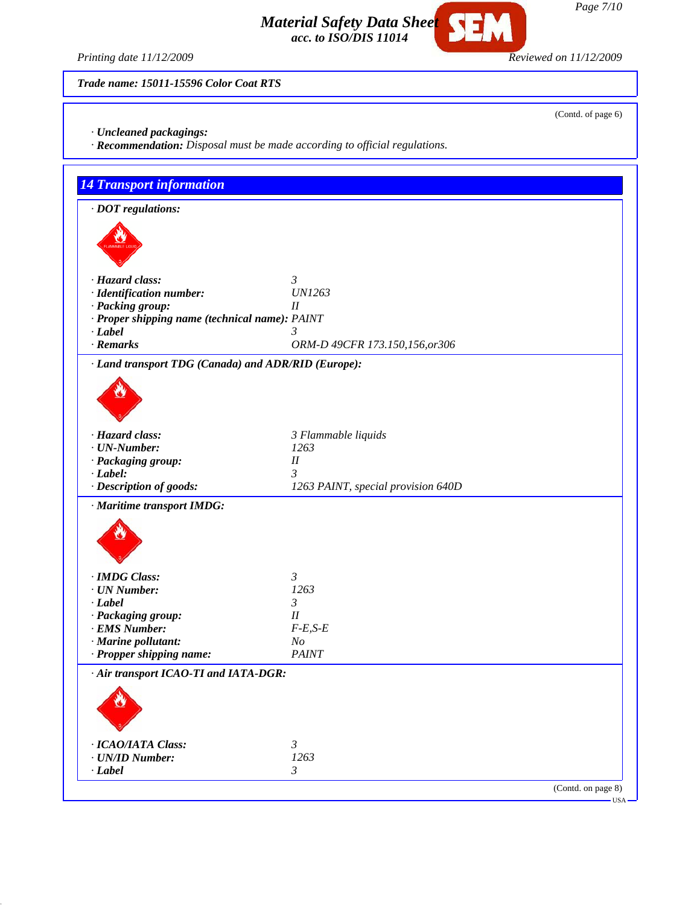Trade name: 15011-15596 Color Coat RTS

(Contd. of page 6)

· **Uncleaned packagings:**
· **Recommendation:** Disposal must be made according to official regulations.

## 14 Transport information

· **DOT regulations:**

| | |
|---|---|
| · **Hazard class:** | 3 |
| · **Identification number:** | UN1263 |
| · **Packing group:** | II |
| · **Proper shipping name (technical name):** | PAINT |
| · **Label** | 3 |
| · **Remarks** | ORM-D 49CFR 173.150,156,or306 |

· **Land transport TDG (Canada) and ADR/RID (Europe):**

| | |
|---|---|
| · **Hazard class:** | 3 Flammable liquids |
| · **UN-Number:** | 1263 |
| · **Packaging group:** | II |
| · **Label:** | 3 |
| · **Description of goods:** | 1263 PAINT, special provision 640D |

· **Maritime transport IMDG:**

| | |
|---|---|
| · **IMDG Class:** | 3 |
| · **UN Number:** | 1263 |
| · **Label** | 3 |
| · **Packaging group:** | II |
| · **EMS Number:** | F-E,S-E |
| · **Marine pollutant:** | No |
| · **Propper shipping name:** | PAINT |

· **Air transport ICAO-TI and IATA-DGR:**

| | |
|---|---|
| · **ICAO/IATA Class:** | 3 |
| · **UN/ID Number:** | 1263 |
| · **Label** | 3 |

(Contd. on page 8)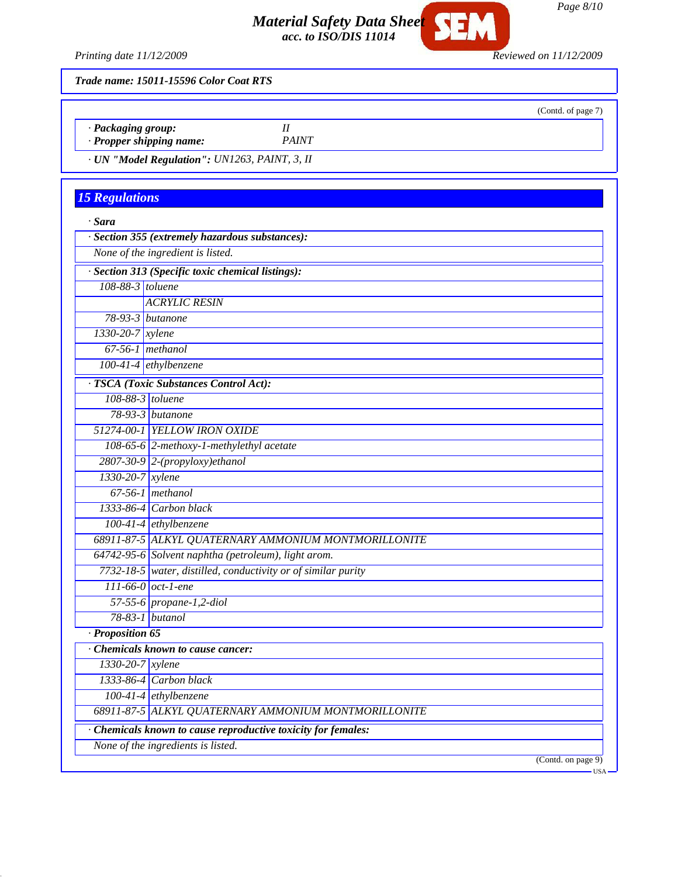**Trade name: 15011-15596 Color Coat RTS**

(Contd. of page 7)

· **Packaging group:** II
· **Propper shipping name:** PAINT

· **UN "Model Regulation":** UN1263, PAINT, 3, II

## 15 Regulations

· **Sara**

· **Section 355 (extremely hazardous substances):**

None of the ingredient is listed.

· **Section 313 (Specific toxic chemical listings):**

| | |
|---|---|
| 108-88-3 | toluene |
| | ACRYLIC RESIN |
| 78-93-3 | butanone |
| 1330-20-7 | xylene |
| 67-56-1 | methanol |
| 100-41-4 | ethylbenzene |

· **TSCA (Toxic Substances Control Act):**

| | |
|---|---|
| 108-88-3 | toluene |
| 78-93-3 | butanone |
| 51274-00-1 | YELLOW IRON OXIDE |
| 108-65-6 | 2-methoxy-1-methylethyl acetate |
| 2807-30-9 | 2-(propyloxy)ethanol |
| 1330-20-7 | xylene |
| 67-56-1 | methanol |
| 1333-86-4 | Carbon black |
| 100-41-4 | ethylbenzene |
| 68911-87-5 | ALKYL QUATERNARY AMMONIUM MONTMORILLONITE |
| 64742-95-6 | Solvent naphtha (petroleum), light arom. |
| 7732-18-5 | water, distilled, conductivity or of similar purity |
| 111-66-0 | oct-1-ene |
| 57-55-6 | propane-1,2-diol |
| 78-83-1 | butanol |

· **Proposition 65**

· **Chemicals known to cause cancer:**

| | |
|---|---|
| 1330-20-7 | xylene |
| 1333-86-4 | Carbon black |
| 100-41-4 | ethylbenzene |
| 68911-87-5 | ALKYL QUATERNARY AMMONIUM MONTMORILLONITE |

· **Chemicals known to cause reproductive toxicity for females:**

None of the ingredients is listed.

(Contd. on page 9)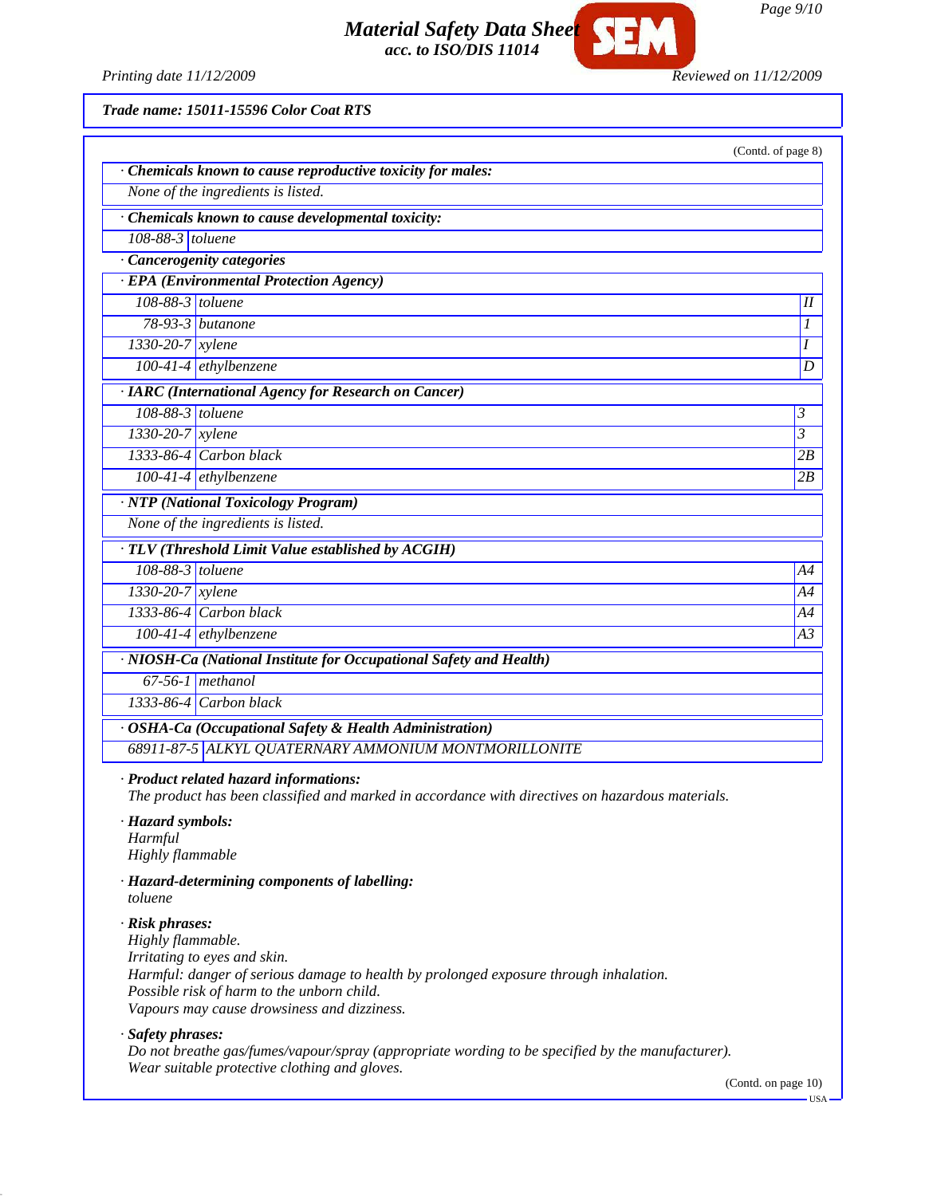*Trade name: 15011-15596 Color Coat RTS*

(Contd. of page 8)

**· Chemicals known to cause reproductive toxicity for males:**

None of the ingredients is listed.

**· Chemicals known to cause developmental toxicity:**

| | |
|---|---|
| 108-88-3 | toluene |

**· Cancerogenity categories**

**· EPA (Environmental Protection Agency)**

| | | |
|---|---|---|
| 108-88-3 | toluene | II |
| 78-93-3 | butanone | I |
| 1330-20-7 | xylene | I |
| 100-41-4 | ethylbenzene | D |

**· IARC (International Agency for Research on Cancer)**

| | | |
|---|---|---|
| 108-88-3 | toluene | 3 |
| 1330-20-7 | xylene | 3 |
| 1333-86-4 | Carbon black | 2B |
| 100-41-4 | ethylbenzene | 2B |

**· NTP (National Toxicology Program)**

None of the ingredients is listed.

**· TLV (Threshold Limit Value established by ACGIH)**

| | | |
|---|---|---|
| 108-88-3 | toluene | A4 |
| 1330-20-7 | xylene | A4 |
| 1333-86-4 | Carbon black | A4 |
| 100-41-4 | ethylbenzene | A3 |

**· NIOSH-Ca (National Institute for Occupational Safety and Health)**

| | |
|---|---|
| 67-56-1 | methanol |
| 1333-86-4 | Carbon black |

**· OSHA-Ca (Occupational Safety & Health Administration)**

| | |
|---|---|
| 68911-87-5 | ALKYL QUATERNARY AMMONIUM MONTMORILLONITE |

**· Product related hazard informations:**

The product has been classified and marked in accordance with directives on hazardous materials.

**· Hazard symbols:**

Harmful
Highly flammable

**· Hazard-determining components of labelling:**

toluene

**· Risk phrases:**

Highly flammable.
Irritating to eyes and skin.
Harmful: danger of serious damage to health by prolonged exposure through inhalation.
Possible risk of harm to the unborn child.
Vapours may cause drowsiness and dizziness.

**· Safety phrases:**

Do not breathe gas/fumes/vapour/spray (appropriate wording to be specified by the manufacturer).
Wear suitable protective clothing and gloves.

(Contd. on page 10)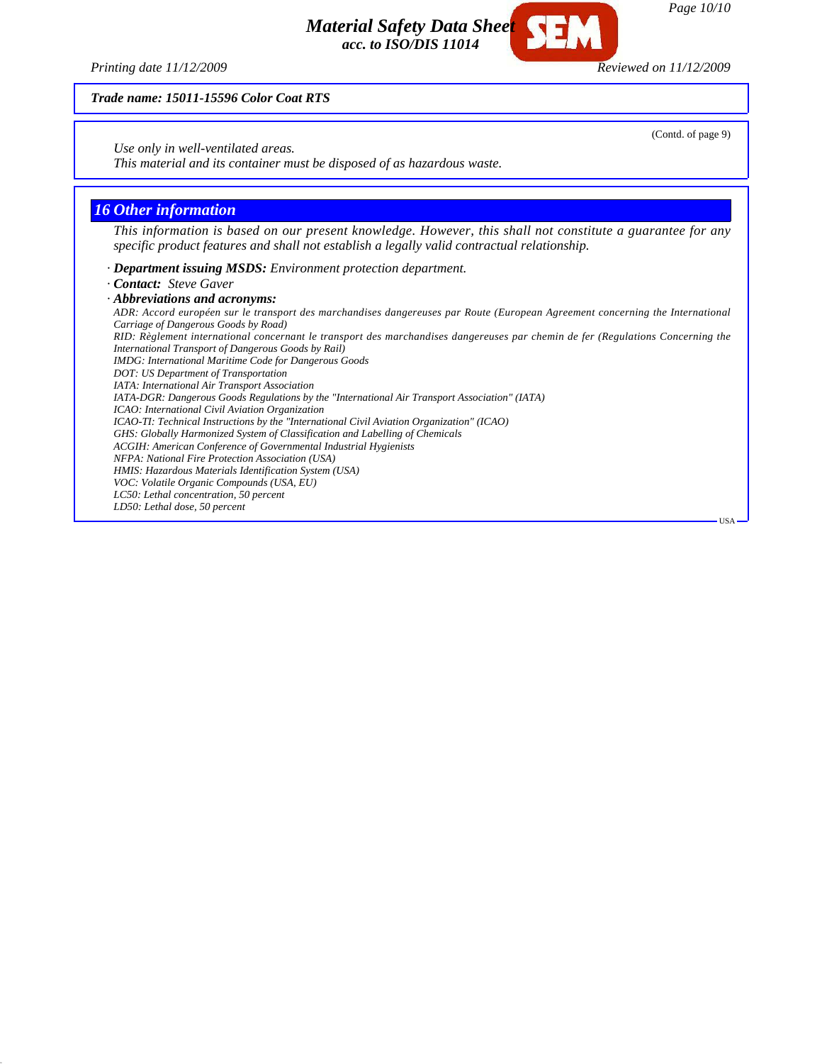**Trade name: 15011-15596 Color Coat RTS**

(Contd. of page 9)

*Use only in well-ventilated areas.*
*This material and its container must be disposed of as hazardous waste.*

## 16 Other information

*This information is based on our present knowledge. However, this shall not constitute a guarantee for any specific product features and shall not establish a legally valid contractual relationship.*

· ***Department issuing MSDS:*** *Environment protection department.*
· ***Contact:*** *Steve Gaver*
· ***Abbreviations and acronyms:***
*ADR: Accord européen sur le transport des marchandises dangereuses par Route (European Agreement concerning the International Carriage of Dangerous Goods by Road)*
*RID: Règlement international concernant le transport des marchandises dangereuses par chemin de fer (Regulations Concerning the International Transport of Dangerous Goods by Rail)*
*IMDG: International Maritime Code for Dangerous Goods*
*DOT: US Department of Transportation*
*IATA: International Air Transport Association*
*IATA-DGR: Dangerous Goods Regulations by the "International Air Transport Association" (IATA)*
*ICAO: International Civil Aviation Organization*
*ICAO-TI: Technical Instructions by the "International Civil Aviation Organization" (ICAO)*
*GHS: Globally Harmonized System of Classification and Labelling of Chemicals*
*ACGIH: American Conference of Governmental Industrial Hygienists*
*NFPA: National Fire Protection Association (USA)*
*HMIS: Hazardous Materials Identification System (USA)*
*VOC: Volatile Organic Compounds (USA, EU)*
*LC50: Lethal concentration, 50 percent*
*LD50: Lethal dose, 50 percent*

USA